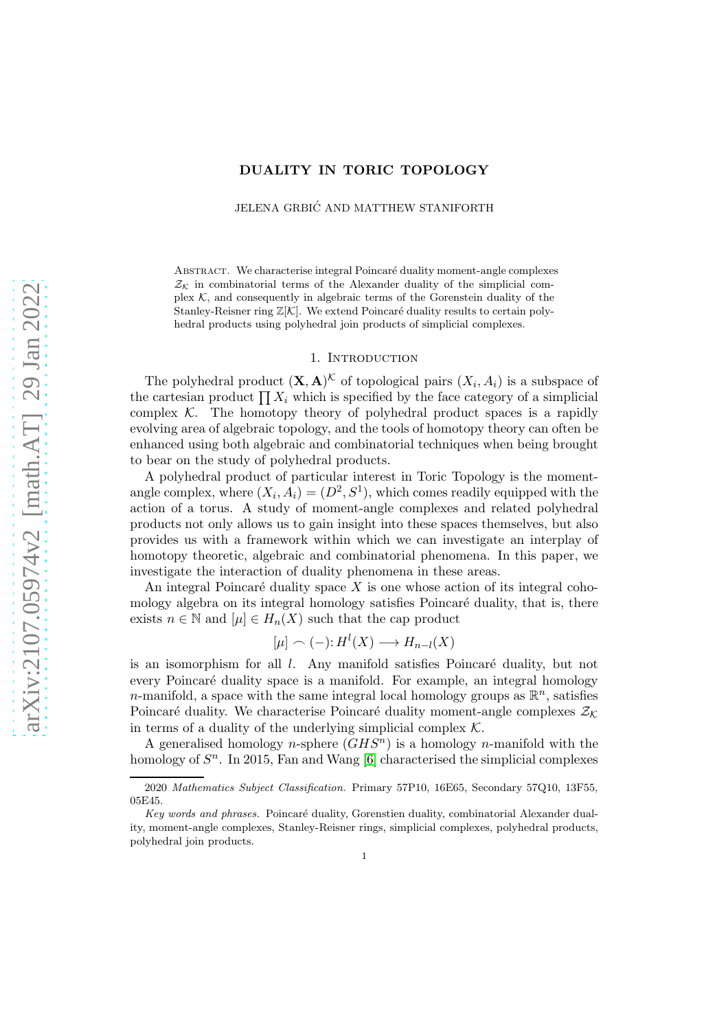# DUALITY IN TORIC TOPOLOGY

JELENA GRBIĆ AND MATTHEW STANIFORTH

ABSTRACT. We characterise integral Poincaré duality moment-angle complexes $\mathcal{Z}_{\mathcal{K}}$ in combinatorial terms of the Alexander duality of the simplicial complex $\mathcal{K}$, and consequently in algebraic terms of the Gorenstein duality of the Stanley-Reisner ring $\mathbb{Z}[\mathcal{K}]$. We extend Poincaré duality results to certain polyhedral products using polyhedral join products of simplicial complexes.

## 1. Introduction

The polyhedral product $(\mathbf{X}, \mathbf{A})^{\mathcal{K}}$ of topological pairs $(X_i, A_i)$ is a subspace of the cartesian product $\prod X_i$ which is specified by the face category of a simplicial complex $\mathcal{K}$. The homotopy theory of polyhedral product spaces is a rapidly evolving area of algebraic topology, and the tools of homotopy theory can often be enhanced using both algebraic and combinatorial techniques when being brought to bear on the study of polyhedral products.

A polyhedral product of particular interest in Toric Topology is the moment-angle complex, where $(X_i, A_i) = (D^2, S^1)$, which comes readily equipped with the action of a torus. A study of moment-angle complexes and related polyhedral products not only allows us to gain insight into these spaces themselves, but also provides us with a framework within which we can investigate an interplay of homotopy theoretic, algebraic and combinatorial phenomena. In this paper, we investigate the interaction of duality phenomena in these areas.

An integral Poincaré duality space $X$ is one whose action of its integral cohomology algebra on its integral homology satisfies Poincaré duality, that is, there exists $n \in \mathbb{N}$ and $[\mu] \in H_n(X)$ such that the cap product

$$[\mu] \frown (-) \colon H^l(X) \longrightarrow H_{n-l}(X)$$

is an isomorphism for all $l$. Any manifold satisfies Poincaré duality, but not every Poincaré duality space is a manifold. For example, an integral homology $n$-manifold, a space with the same integral local homology groups as $\mathbb{R}^n$, satisfies Poincaré duality. We characterise Poincaré duality moment-angle complexes $\mathcal{Z}_{\mathcal{K}}$ in terms of a duality of the underlying simplicial complex $\mathcal{K}$.

A generalised homology $n$-sphere ($GHS^n$) is a homology $n$-manifold with the homology of $S^n$. In 2015, Fan and Wang [6] characterised the simplicial complexes

---

2020 *Mathematics Subject Classification.* Primary 57P10, 16E65, Secondary 57Q10, 13F55, 05E45.

*Key words and phrases.* Poincaré duality, Gorenstien duality, combinatorial Alexander duality, moment-angle complexes, Stanley-Reisner rings, simplicial complexes, polyhedral products, polyhedral join products.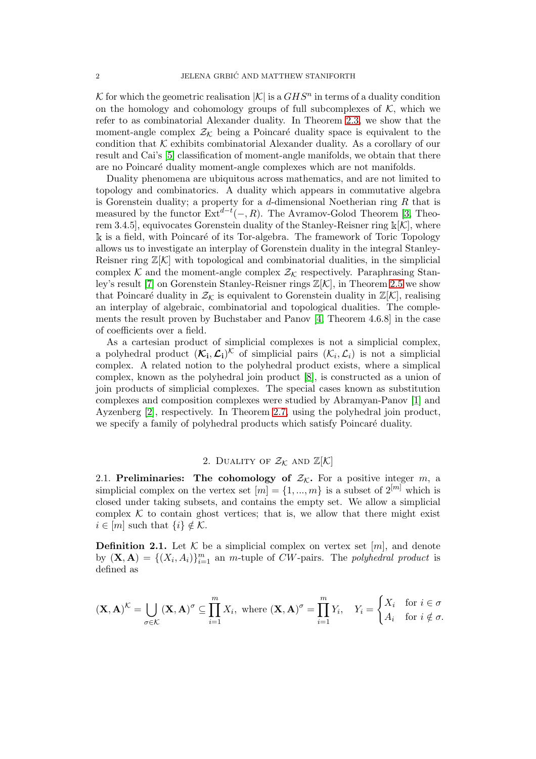$\mathcal{K}$ for which the geometric realisation $|\mathcal{K}|$ is a $GHS^n$ in terms of a duality condition on the homology and cohomology groups of full subcomplexes of $\mathcal{K}$, which we refer to as combinatorial Alexander duality. In Theorem 2.3, we show that the moment-angle complex $\mathcal{Z}_{\mathcal{K}}$ being a Poincaré duality space is equivalent to the condition that $\mathcal{K}$ exhibits combinatorial Alexander duality. As a corollary of our result and Cai's [5] classification of moment-angle manifolds, we obtain that there are no Poincaré duality moment-angle complexes which are not manifolds.

Duality phenomena are ubiquitous across mathematics, and are not limited to topology and combinatorics. A duality which appears in commutative algebra is Gorenstein duality; a property for a $d$-dimensional Noetherian ring $R$ that is measured by the functor $\operatorname{Ext}^{d-t}(-, R)$. The Avramov-Golod Theorem [3, Theorem 3.4.5], equivocates Gorenstein duality of the Stanley-Reisner ring $\Bbbk[\mathcal{K}]$, where $\Bbbk$ is a field, with Poincaré of its Tor-algebra. The framework of Toric Topology allows us to investigate an interplay of Gorenstein duality in the integral Stanley-Reisner ring $\mathbb{Z}[\mathcal{K}]$ with topological and combinatorial dualities, in the simplicial complex $\mathcal{K}$ and the moment-angle complex $\mathcal{Z}_{\mathcal{K}}$ respectively. Paraphrasing Stanley's result [7] on Gorenstein Stanley-Reisner rings $\mathbb{Z}[\mathcal{K}]$, in Theorem 2.5 we show that Poincaré duality in $\mathcal{Z}_{\mathcal{K}}$ is equivalent to Gorenstein duality in $\mathbb{Z}[\mathcal{K}]$, realising an interplay of algebraic, combinatorial and topological dualities. The complements the result proven by Buchstaber and Panov [4, Theorem 4.6.8] in the case of coefficients over a field.

As a cartesian product of simplicial complexes is not a simplicial complex, a polyhedral product $(\boldsymbol{\mathcal{K}_i}, \boldsymbol{\mathcal{L}_i})^{\mathcal{K}}$ of simplicial pairs $(\mathcal{K}_i, \mathcal{L}_i)$ is not a simplicial complex. A related notion to the polyhedral product exists, where a simplical complex, known as the polyhedral join product [8], is constructed as a union of join products of simplicial complexes. The special cases known as substitution complexes and composition complexes were studied by Abramyan-Panov [1] and Ayzenberg [2], respectively. In Theorem 2.7, using the polyhedral join product, we specify a family of polyhedral products which satisfy Poincaré duality.

## 2. Duality of $\mathcal{Z}_{\mathcal{K}}$ and $\mathbb{Z}[\mathcal{K}]$

2.1. **Preliminaries: The cohomology of $\mathcal{Z}_{\mathcal{K}}$.** For a positive integer $m$, a simplicial complex on the vertex set $[m] = \{1, ..., m\}$ is a subset of $2^{[m]}$ which is closed under taking subsets, and contains the empty set. We allow a simplicial complex $\mathcal{K}$ to contain ghost vertices; that is, we allow that there might exist $i \in [m]$ such that $\{i\} \notin \mathcal{K}$.

**Definition 2.1.** Let $\mathcal{K}$ be a simplicial complex on vertex set $[m]$, and denote by $(\mathbf{X}, \mathbf{A}) = \{(X_i, A_i)\}_{i=1}^m$ an $m$-tuple of $CW$-pairs. The *polyhedral product* is defined as

$$(\mathbf{X}, \mathbf{A})^{\mathcal{K}} = \bigcup_{\sigma \in \mathcal{K}} (\mathbf{X}, \mathbf{A})^{\sigma} \subseteq \prod_{i=1}^{m} X_i, \text{ where } (\mathbf{X}, \mathbf{A})^{\sigma} = \prod_{i=1}^{m} Y_i, \quad Y_i = \begin{cases} X_i & \text{for } i \in \sigma \\ A_i & \text{for } i \notin \sigma. \end{cases}$$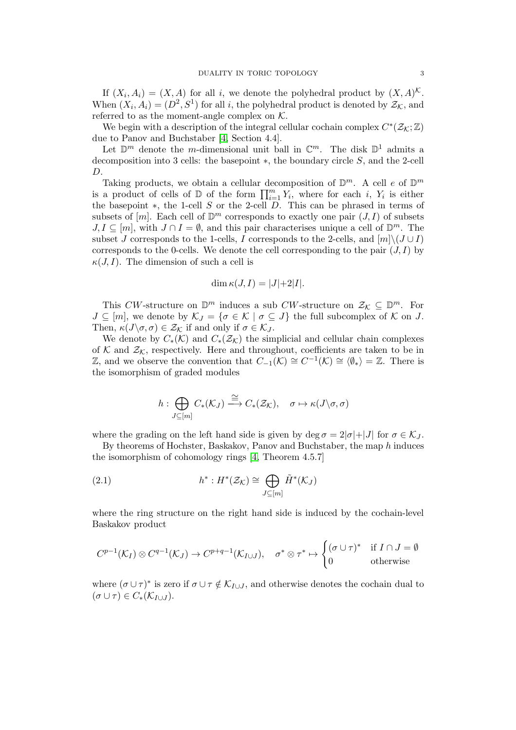If $(X_i, A_i) = (X, A)$ for all $i$, we denote the polyhedral product by $(X, A)^{\mathcal{K}}$. When $(X_i, A_i) = (D^2, S^1)$ for all $i$, the polyhedral product is denoted by $\mathcal{Z}_{\mathcal{K}}$, and referred to as the moment-angle complex on $\mathcal{K}$.

We begin with a description of the integral cellular cochain complex $C^*(\mathcal{Z}_{\mathcal{K}}; \mathbb{Z})$ due to Panov and Buchstaber [4, Section 4.4].

Let $\mathbb{D}^m$ denote the $m$-dimensional unit ball in $\mathbb{C}^m$. The disk $\mathbb{D}^1$ admits a decomposition into 3 cells: the basepoint $*$, the boundary circle $S$, and the 2-cell $D$.

Taking products, we obtain a cellular decomposition of $\mathbb{D}^m$. A cell $e$ of $\mathbb{D}^m$ is a product of cells of $\mathbb{D}$ of the form $\prod_{i=1}^m Y_i$, where for each $i$, $Y_i$ is either the basepoint $*$, the 1-cell $S$ or the 2-cell $D$. This can be phrased in terms of subsets of $[m]$. Each cell of $\mathbb{D}^m$ corresponds to exactly one pair $(J, I)$ of subsets $J, I \subseteq [m]$, with $J \cap I = \emptyset$, and this pair characterises unique a cell of $\mathbb{D}^m$. The subset $J$ corresponds to the 1-cells, $I$ corresponds to the 2-cells, and $[m] \backslash (J \cup I)$ corresponds to the 0-cells. We denote the cell corresponding to the pair $(J, I)$ by $\kappa(J, I)$. The dimension of such a cell is

$$\dim \kappa(J, I) = |J| + 2|I|.$$

This $CW$-structure on $\mathbb{D}^m$ induces a sub $CW$-structure on $\mathcal{Z}_{\mathcal{K}} \subseteq \mathbb{D}^m$. For $J \subseteq [m]$, we denote by $\mathcal{K}_J = \{\sigma \in \mathcal{K} \mid \sigma \subseteq J\}$ the full subcomplex of $\mathcal{K}$ on $J$. Then, $\kappa(J \backslash \sigma, \sigma) \in \mathcal{Z}_{\mathcal{K}}$ if and only if $\sigma \in \mathcal{K}_J$.

We denote by $C_*(\mathcal{K})$ and $C_*(\mathcal{Z}_{\mathcal{K}})$ the simplicial and cellular chain complexes of $\mathcal{K}$ and $\mathcal{Z}_{\mathcal{K}}$, respectively. Here and throughout, coefficients are taken to be in $\mathbb{Z}$, and we observe the convention that $C_{-1}(\mathcal{K}) \cong C^{-1}(\mathcal{K}) \cong \langle \emptyset_* \rangle = \mathbb{Z}$. There is the isomorphism of graded modules

$$h : \bigoplus_{J \subseteq [m]} C_*(\mathcal{K}_J) \xrightarrow{\cong} C_*(\mathcal{Z}_{\mathcal{K}}), \quad \sigma \mapsto \kappa(J \backslash \sigma, \sigma)$$

where the grading on the left hand side is given by $\deg \sigma = 2|\sigma| + |J|$ for $\sigma \in \mathcal{K}_J$.

By theorems of Hochster, Baskakov, Panov and Buchstaber, the map $h$ induces the isomorphism of cohomology rings [4, Theorem 4.5.7]

$$h^* : H^*(\mathcal{Z}_{\mathcal{K}}) \cong \bigoplus_{J \subseteq [m]} \tilde{H}^*(\mathcal{K}_J) \tag{2.1}$$

where the ring structure on the right hand side is induced by the cochain-level Baskakov product

$$C^{p-1}(\mathcal{K}_I) \otimes C^{q-1}(\mathcal{K}_J) \to C^{p+q-1}(\mathcal{K}_{I \cup J}), \quad \sigma^* \otimes \tau^* \mapsto \begin{cases} (\sigma \cup \tau)^* & \text{if } I \cap J = \emptyset \\ 0 & \text{otherwise} \end{cases}$$

where $(\sigma \cup \tau)^*$ is zero if $\sigma \cup \tau \notin \mathcal{K}_{I \cup J}$, and otherwise denotes the cochain dual to $(\sigma \cup \tau) \in C_*(\mathcal{K}_{I \cup J})$.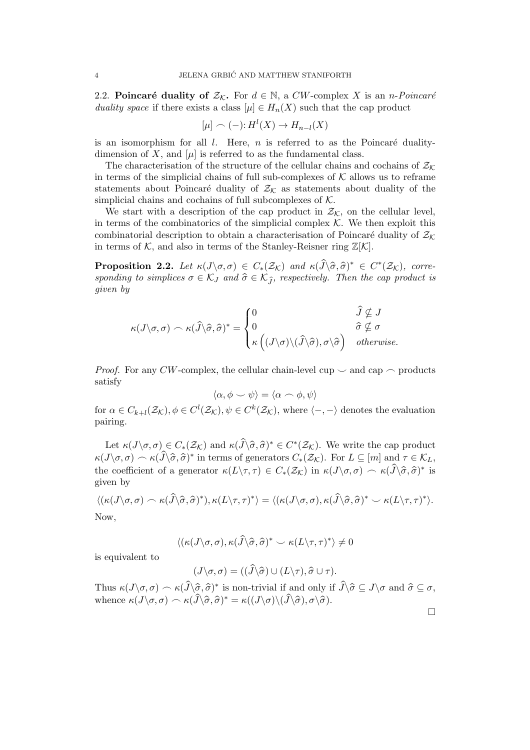2.2. **Poincaré duality of $\mathcal{Z}_\mathcal{K}$.** For $d \in \mathbb{N}$, a $CW$-complex $X$ is an *$n$-Poincaré duality space* if there exists a class $[\mu] \in H_n(X)$ such that the cap product

$$[\mu] \frown (-)\colon H^l(X) \to H_{n-l}(X)$$

is an isomorphism for all $l$. Here, $n$ is referred to as the Poincaré duality-dimension of $X$, and $[\mu]$ is referred to as the fundamental class.

The characterisation of the structure of the cellular chains and cochains of $\mathcal{Z}_\mathcal{K}$ in terms of the simplicial chains of full sub-complexes of $\mathcal{K}$ allows us to reframe statements about Poincaré duality of $\mathcal{Z}_\mathcal{K}$ as statements about duality of the simplicial chains and cochains of full subcomplexes of $\mathcal{K}$.

We start with a description of the cap product in $\mathcal{Z}_\mathcal{K}$, on the cellular level, in terms of the combinatorics of the simplicial complex $\mathcal{K}$. We then exploit this combinatorial description to obtain a characterisation of Poincaré duality of $\mathcal{Z}_\mathcal{K}$ in terms of $\mathcal{K}$, and also in terms of the Stanley-Reisner ring $\mathbb{Z}[\mathcal{K}]$.

**Proposition 2.2.** *Let $\kappa(J\backslash\sigma,\sigma) \in C_*(\mathcal{Z}_\mathcal{K})$ and $\kappa(\widehat{J}\backslash\widehat{\sigma},\widehat{\sigma})^* \in C^*(\mathcal{Z}_\mathcal{K})$, corresponding to simplices $\sigma \in \mathcal{K}_J$ and $\widehat{\sigma} \in \mathcal{K}_{\widehat{J}}$, respectively. Then the cap product is given by*

$$\kappa(J\backslash\sigma,\sigma) \frown \kappa(\widehat{J}\backslash\widehat{\sigma},\widehat{\sigma})^* = \begin{cases} 0 & \widehat{J} \nsubseteq J \\ 0 & \widehat{\sigma} \nsubseteq \sigma \\ \kappa\left((J\backslash\sigma)\backslash(\widehat{J}\backslash\widehat{\sigma}), \sigma\backslash\widehat{\sigma}\right) & \textit{otherwise.} \end{cases}$$

*Proof.* For any $CW$-complex, the cellular chain-level cup $\smile$ and cap $\frown$ products satisfy

$$\langle \alpha, \phi \smile \psi \rangle = \langle \alpha \frown \phi, \psi \rangle$$

for $\alpha \in C_{k+l}(\mathcal{Z}_\mathcal{K}), \phi \in C^l(\mathcal{Z}_\mathcal{K}), \psi \in C^k(\mathcal{Z}_\mathcal{K})$, where $\langle -, - \rangle$ denotes the evaluation pairing.

Let $\kappa(J\backslash\sigma,\sigma) \in C_*(\mathcal{Z}_\mathcal{K})$ and $\kappa(\widehat{J}\backslash\widehat{\sigma},\widehat{\sigma})^* \in C^*(\mathcal{Z}_\mathcal{K})$. We write the cap product $\kappa(J\backslash\sigma,\sigma) \frown \kappa(\widehat{J}\backslash\widehat{\sigma},\widehat{\sigma})^*$ in terms of generators $C_*(\mathcal{Z}_\mathcal{K})$. For $L \subseteq [m]$ and $\tau \in \mathcal{K}_L$, the coefficient of a generator $\kappa(L\backslash\tau,\tau) \in C_*(\mathcal{Z}_\mathcal{K})$ in $\kappa(J\backslash\sigma,\sigma) \frown \kappa(\widehat{J}\backslash\widehat{\sigma},\widehat{\sigma})^*$ is given by

$$\langle (\kappa(J\backslash\sigma,\sigma) \frown \kappa(\widehat{J}\backslash\widehat{\sigma},\widehat{\sigma})^*), \kappa(L\backslash\tau,\tau)^* \rangle = \langle (\kappa(J\backslash\sigma,\sigma), \kappa(\widehat{J}\backslash\widehat{\sigma},\widehat{\sigma})^* \smile \kappa(L\backslash\tau,\tau)^* \rangle.$$

Now,

$$\langle (\kappa(J\backslash\sigma,\sigma), \kappa(\widehat{J}\backslash\widehat{\sigma},\widehat{\sigma})^* \smile \kappa(L\backslash\tau,\tau)^* \rangle \neq 0$$

is equivalent to

$$(J\backslash\sigma,\sigma) = ((\widehat{J}\backslash\widehat{\sigma}) \cup (L\backslash\tau), \widehat{\sigma} \cup \tau).$$

Thus $\kappa(J\backslash\sigma,\sigma) \frown \kappa(\widehat{J}\backslash\widehat{\sigma},\widehat{\sigma})^*$ is non-trivial if and only if $\widehat{J}\backslash\widehat{\sigma} \subseteq J\backslash\sigma$ and $\widehat{\sigma} \subseteq \sigma$, whence $\kappa(J\backslash\sigma,\sigma) \frown \kappa(\widehat{J}\backslash\widehat{\sigma},\widehat{\sigma})^* = \kappa((J\backslash\sigma)\backslash(\widehat{J}\backslash\widehat{\sigma}), \sigma\backslash\widehat{\sigma})$.

□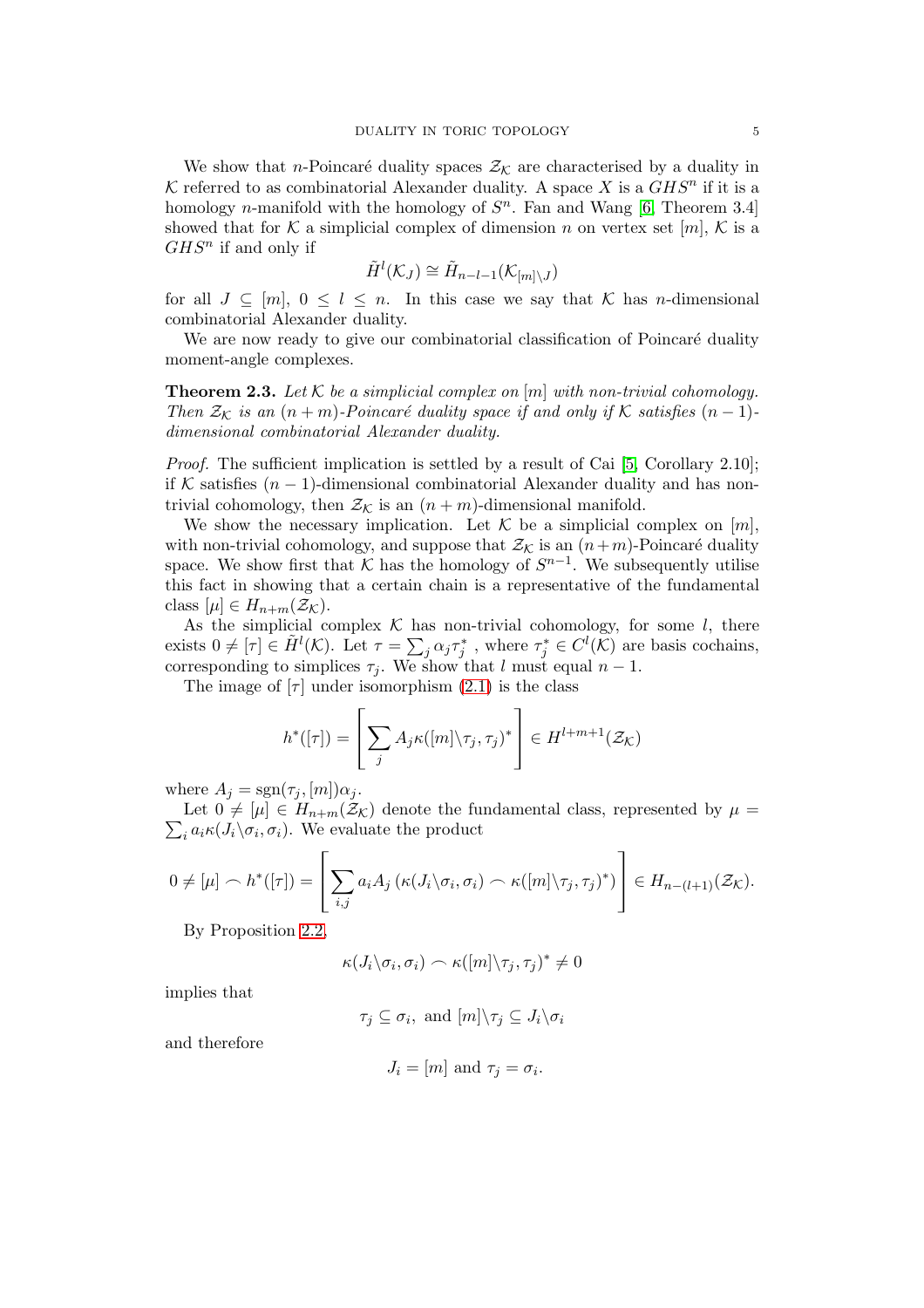We show that $n$-Poincaré duality spaces $\mathcal{Z}_\mathcal{K}$ are characterised by a duality in $\mathcal{K}$ referred to as combinatorial Alexander duality. A space $X$ is a $GHS^n$ if it is a homology $n$-manifold with the homology of $S^n$. Fan and Wang [6, Theorem 3.4] showed that for $\mathcal{K}$ a simplicial complex of dimension $n$ on vertex set $[m]$, $\mathcal{K}$ is a $GHS^n$ if and only if

$$\tilde{H}^l(\mathcal{K}_J) \cong \tilde{H}_{n-l-1}(\mathcal{K}_{[m]\backslash J})$$

for all $J \subseteq [m]$, $0 \leq l \leq n$. In this case we say that $\mathcal{K}$ has $n$-dimensional combinatorial Alexander duality.

We are now ready to give our combinatorial classification of Poincaré duality moment-angle complexes.

**Theorem 2.3.** *Let $\mathcal{K}$ be a simplicial complex on $[m]$ with non-trivial cohomology. Then $\mathcal{Z}_\mathcal{K}$ is an $(n+m)$-Poincaré duality space if and only if $\mathcal{K}$ satisfies $(n-1)$-dimensional combinatorial Alexander duality.*

*Proof.* The sufficient implication is settled by a result of Cai [5, Corollary 2.10]; if $\mathcal{K}$ satisfies $(n-1)$-dimensional combinatorial Alexander duality and has non-trivial cohomology, then $\mathcal{Z}_\mathcal{K}$ is an $(n+m)$-dimensional manifold.

We show the necessary implication. Let $\mathcal{K}$ be a simplicial complex on $[m]$, with non-trivial cohomology, and suppose that $\mathcal{Z}_\mathcal{K}$ is an $(n+m)$-Poincaré duality space. We show first that $\mathcal{K}$ has the homology of $S^{n-1}$. We subsequently utilise this fact in showing that a certain chain is a representative of the fundamental class $[\mu] \in H_{n+m}(\mathcal{Z}_\mathcal{K})$.

As the simplicial complex $\mathcal{K}$ has non-trivial cohomology, for some $l$, there exists $0 \neq [\tau] \in \tilde{H}^l(\mathcal{K})$. Let $\tau = \sum_j \alpha_j \tau_j^*$ , where $\tau_j^* \in C^l(\mathcal{K})$ are basis cochains, corresponding to simplices $\tau_j$. We show that $l$ must equal $n-1$.

The image of $[\tau]$ under isomorphism (2.1) is the class

$$h^*([\tau]) = \left[ \sum_j A_j \kappa([m]\backslash\tau_j, \tau_j)^* \right] \in H^{l+m+1}(\mathcal{Z}_\mathcal{K})$$

where $A_j = \mathrm{sgn}(\tau_j, [m])\alpha_j$.

Let $0 \neq [\mu] \in H_{n+m}(\mathcal{Z}_\mathcal{K})$ denote the fundamental class, represented by $\mu = \sum_i a_i \kappa(J_i\backslash\sigma_i, \sigma_i)$. We evaluate the product

$$0 \neq [\mu] \frown h^*([\tau]) = \left[ \sum_{i,j} a_i A_j \left( \kappa(J_i\backslash\sigma_i, \sigma_i) \frown \kappa([m]\backslash\tau_j, \tau_j)^* \right) \right] \in H_{n-(l+1)}(\mathcal{Z}_\mathcal{K}).$$

By Proposition 2.2,

$$\kappa(J_i\backslash\sigma_i, \sigma_i) \frown \kappa([m]\backslash\tau_j, \tau_j)^* \neq 0$$

implies that

$$\tau_j \subseteq \sigma_i, \text{ and } [m]\backslash\tau_j \subseteq J_i\backslash\sigma_i$$

and therefore

$$J_i = [m] \text{ and } \tau_j = \sigma_i.$$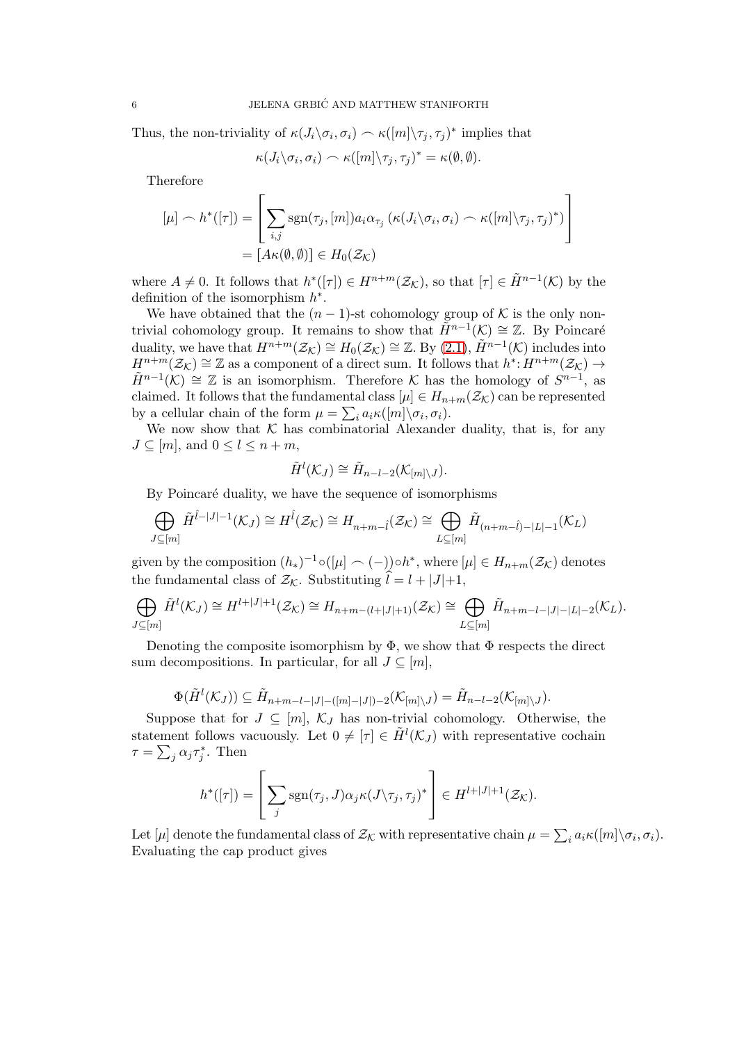Thus, the non-triviality of $\kappa(J_i\backslash\sigma_i, \sigma_i) \frown \kappa([m]\backslash\tau_j, \tau_j)^*$ implies that

$$\kappa(J_i\backslash\sigma_i, \sigma_i) \frown \kappa([m]\backslash\tau_j, \tau_j)^* = \kappa(\emptyset, \emptyset).$$

Therefore

$$\begin{aligned}
[\mu] \frown h^*([\tau]) &= \left[ \sum_{i,j} \operatorname{sgn}(\tau_j, [m]) a_i \alpha_{\tau_j} \left(\kappa(J_i\backslash\sigma_i, \sigma_i) \frown \kappa([m]\backslash\tau_j, \tau_j)^*\right) \right] \\
&= [A\kappa(\emptyset, \emptyset)] \in H_0(\mathcal{Z}_\mathcal{K})
\end{aligned}$$

where $A \neq 0$. It follows that $h^*([\tau]) \in H^{n+m}(\mathcal{Z}_\mathcal{K})$, so that $[\tau] \in \tilde{H}^{n-1}(\mathcal{K})$ by the definition of the isomorphism $h^*$.

We have obtained that the $(n-1)$-st cohomology group of $\mathcal{K}$ is the only non-trivial cohomology group. It remains to show that $\tilde{H}^{n-1}(\mathcal{K}) \cong \mathbb{Z}$. By Poincaré duality, we have that $H^{n+m}(\mathcal{Z}_\mathcal{K}) \cong H_0(\mathcal{Z}_\mathcal{K}) \cong \mathbb{Z}$. By (2.1), $\tilde{H}^{n-1}(\mathcal{K})$ includes into $H^{n+m}(\mathcal{Z}_\mathcal{K}) \cong \mathbb{Z}$ as a component of a direct sum. It follows that $h^*\colon H^{n+m}(\mathcal{Z}_\mathcal{K}) \to \tilde{H}^{n-1}(\mathcal{K}) \cong \mathbb{Z}$ is an isomorphism. Therefore $\mathcal{K}$ has the homology of $S^{n-1}$, as claimed. It follows that the fundamental class $[\mu] \in H_{n+m}(\mathcal{Z}_\mathcal{K})$ can be represented by a cellular chain of the form $\mu = \sum_i a_i \kappa([m]\backslash\sigma_i, \sigma_i)$.

We now show that $\mathcal{K}$ has combinatorial Alexander duality, that is, for any $J \subseteq [m]$, and $0 \leq l \leq n+m$,

$$\tilde{H}^l(\mathcal{K}_J) \cong \tilde{H}_{n-l-2}(\mathcal{K}_{[m]\backslash J}).$$

By Poincaré duality, we have the sequence of isomorphisms

$$\bigoplus_{J\subseteq[m]} \tilde{H}^{\hat{l}-|J|-1}(\mathcal{K}_J) \cong H^{\hat{l}}(\mathcal{Z}_\mathcal{K}) \cong H_{n+m-\hat{l}}(\mathcal{Z}_\mathcal{K}) \cong \bigoplus_{L\subseteq[m]} \tilde{H}_{(n+m-\hat{l})-|L|-1}(\mathcal{K}_L)$$

given by the composition $(h_*)^{-1} \circ ([\mu] \frown (-)) \circ h^*$, where $[\mu] \in H_{n+m}(\mathcal{Z}_\mathcal{K})$ denotes the fundamental class of $\mathcal{Z}_\mathcal{K}$. Substituting $\hat{l} = l + |J| + 1$,

$$\bigoplus_{J\subseteq[m]} \tilde{H}^{l}(\mathcal{K}_J) \cong H^{l+|J|+1}(\mathcal{Z}_\mathcal{K}) \cong H_{n+m-(l+|J|+1)}(\mathcal{Z}_\mathcal{K}) \cong \bigoplus_{L\subseteq[m]} \tilde{H}_{n+m-l-|J|-|L|-2}(\mathcal{K}_L).$$

Denoting the composite isomorphism by $\Phi$, we show that $\Phi$ respects the direct sum decompositions. In particular, for all $J \subseteq [m]$,

$$\Phi(\tilde{H}^l(\mathcal{K}_J)) \subseteq \tilde{H}_{n+m-l-|J|-([m]-|J|)-2}(\mathcal{K}_{[m]\backslash J}) = \tilde{H}_{n-l-2}(\mathcal{K}_{[m]\backslash J}).$$

Suppose that for $J \subseteq [m]$, $\mathcal{K}_J$ has non-trivial cohomology. Otherwise, the statement follows vacuously. Let $0 \neq [\tau] \in \tilde{H}^l(\mathcal{K}_J)$ with representative cochain $\tau = \sum_j \alpha_j \tau_j^*$. Then

$$h^*([\tau]) = \left[ \sum_j \operatorname{sgn}(\tau_j, J) \alpha_j \kappa(J\backslash\tau_j, \tau_j)^* \right] \in H^{l+|J|+1}(\mathcal{Z}_\mathcal{K}).$$

Let $[\mu]$ denote the fundamental class of $\mathcal{Z}_\mathcal{K}$ with representative chain $\mu = \sum_i a_i \kappa([m]\backslash\sigma_i, \sigma_i)$. Evaluating the cap product gives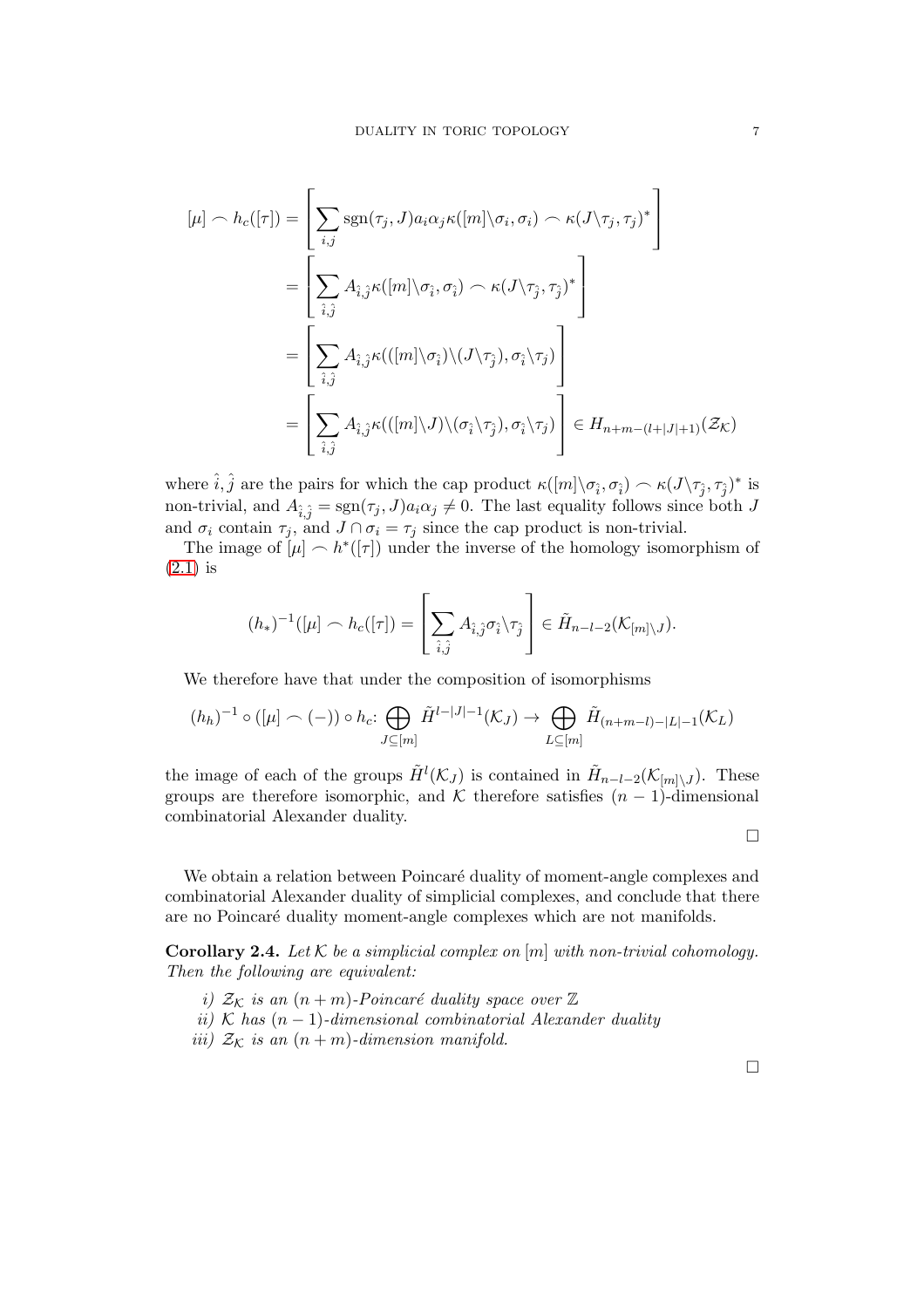$$
\begin{aligned}
[\mu] \frown h_c([\tau]) &= \left[ \sum_{i,j} \operatorname{sgn}(\tau_j, J) a_i \alpha_j \kappa([m]\backslash\sigma_i, \sigma_i) \frown \kappa(J\backslash\tau_j, \tau_j)^* \right] \\
&= \left[ \sum_{\hat{i},\hat{j}} A_{\hat{i},\hat{j}} \kappa([m]\backslash\sigma_{\hat{i}}, \sigma_{\hat{i}}) \frown \kappa(J\backslash\tau_{\hat{j}}, \tau_{\hat{j}})^* \right] \\
&= \left[ \sum_{\hat{i},\hat{j}} A_{\hat{i},\hat{j}} \kappa(([m]\backslash\sigma_{\hat{i}})\backslash(J\backslash\tau_{\hat{j}}), \sigma_{\hat{i}}\backslash\tau_j) \right] \\
&= \left[ \sum_{\hat{i},\hat{j}} A_{\hat{i},\hat{j}} \kappa(([m]\backslash J)\backslash(\sigma_{\hat{i}}\backslash\tau_{\hat{j}}), \sigma_{\hat{i}}\backslash\tau_j) \right] \in H_{n+m-(l+|J|+1)}(\mathcal{Z}_{\mathcal{K}})
\end{aligned}
$$

where $\hat{i}, \hat{j}$ are the pairs for which the cap product $\kappa([m]\backslash\sigma_{\hat{i}}, \sigma_{\hat{i}}) \frown \kappa(J\backslash\tau_{\hat{j}}, \tau_{\hat{j}})^*$ is non-trivial, and $A_{\hat{i},\hat{j}} = \operatorname{sgn}(\tau_j, J) a_i \alpha_j \neq 0$. The last equality follows since both $J$ and $\sigma_i$ contain $\tau_j$, and $J \cap \sigma_i = \tau_j$ since the cap product is non-trivial.

The image of $[\mu] \frown h^*([\tau])$ under the inverse of the homology isomorphism of (2.1) is

$$
(h_*)^{-1}([\mu] \frown h_c([\tau]) = \left[ \sum_{\hat{i},\hat{j}} A_{\hat{i},\hat{j}} \sigma_{\hat{i}}\backslash\tau_{\hat{j}} \right] \in \tilde{H}_{n-l-2}(\mathcal{K}_{[m]\backslash J}).
$$

We therefore have that under the composition of isomorphisms

$$
(h_h)^{-1} \circ ([\mu] \frown (-)) \circ h_c \colon \bigoplus_{J\subseteq[m]} \tilde{H}^{l-|J|-1}(\mathcal{K}_J) \to \bigoplus_{L\subseteq[m]} \tilde{H}_{(n+m-l)-|L|-1}(\mathcal{K}_L)
$$

the image of each of the groups $\tilde{H}^l(\mathcal{K}_J)$ is contained in $\tilde{H}_{n-l-2}(\mathcal{K}_{[m]\backslash J})$. These groups are therefore isomorphic, and $\mathcal{K}$ therefore satisfies $(n-1)$-dimensional combinatorial Alexander duality.

□

We obtain a relation between Poincaré duality of moment-angle complexes and combinatorial Alexander duality of simplicial complexes, and conclude that there are no Poincaré duality moment-angle complexes which are not manifolds.

**Corollary 2.4.** *Let $\mathcal{K}$ be a simplicial complex on $[m]$ with non-trivial cohomology. Then the following are equivalent:*

*i) $\mathcal{Z}_{\mathcal{K}}$ is an $(n+m)$-Poincaré duality space over $\mathbb{Z}$*
*ii) $\mathcal{K}$ has $(n-1)$-dimensional combinatorial Alexander duality*
*iii) $\mathcal{Z}_{\mathcal{K}}$ is an $(n+m)$-dimension manifold.*

□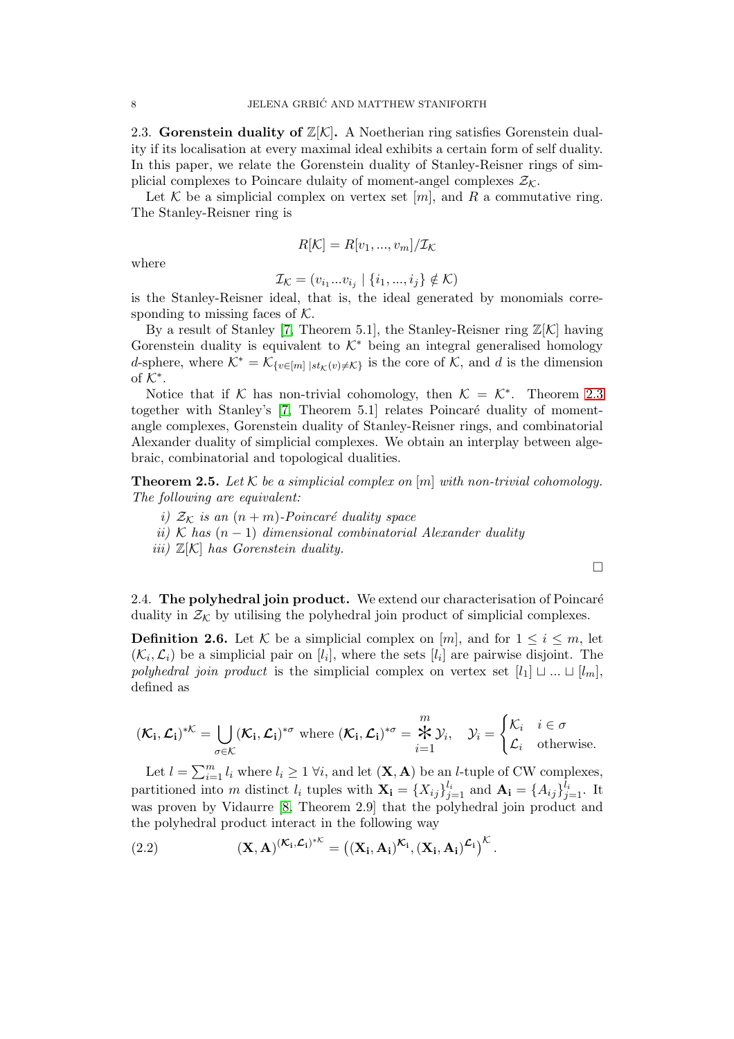2.3. **Gorenstein duality of $\mathbb{Z}[\mathcal{K}]$.** A Noetherian ring satisfies Gorenstein duality if its localisation at every maximal ideal exhibits a certain form of self duality. In this paper, we relate the Gorenstein duality of Stanley-Reisner rings of simplicial complexes to Poincare dulaity of moment-angel complexes $\mathcal{Z}_{\mathcal{K}}$.

Let $\mathcal{K}$ be a simplicial complex on vertex set $[m]$, and $R$ a commutative ring. The Stanley-Reisner ring is

$$R[\mathcal{K}] = R[v_1, ..., v_m]/\mathcal{I}_{\mathcal{K}}$$

where

$$\mathcal{I}_{\mathcal{K}} = (v_{i_1}...v_{i_j} \mid \{i_1, ..., i_j\} \notin \mathcal{K})$$

is the Stanley-Reisner ideal, that is, the ideal generated by monomials corresponding to missing faces of $\mathcal{K}$.

By a result of Stanley [7, Theorem 5.1], the Stanley-Reisner ring $\mathbb{Z}[\mathcal{K}]$ having Gorenstein duality is equivalent to $\mathcal{K}^*$ being an integral generalised homology $d$-sphere, where $\mathcal{K}^* = \mathcal{K}_{\{v \in [m] \mid st_{\mathcal{K}}(v) \neq \mathcal{K}\}}$ is the core of $\mathcal{K}$, and $d$ is the dimension of $\mathcal{K}^*$.

Notice that if $\mathcal{K}$ has non-trivial cohomology, then $\mathcal{K} = \mathcal{K}^*$. Theorem 2.3 together with Stanley's [7, Theorem 5.1] relates Poincaré duality of moment-angle complexes, Gorenstein duality of Stanley-Reisner rings, and combinatorial Alexander duality of simplicial complexes. We obtain an interplay between algebraic, combinatorial and topological dualities.

**Theorem 2.5.** *Let $\mathcal{K}$ be a simplicial complex on $[m]$ with non-trivial cohomology. The following are equivalent:*

*i) $\mathcal{Z}_{\mathcal{K}}$ is an $(n+m)$-Poincaré duality space*

*ii) $\mathcal{K}$ has $(n-1)$ dimensional combinatorial Alexander duality*

*iii) $\mathbb{Z}[\mathcal{K}]$ has Gorenstein duality.*

□

2.4. **The polyhedral join product.** We extend our characterisation of Poincaré duality in $\mathcal{Z}_{\mathcal{K}}$ by utilising the polyhedral join product of simplicial complexes.

**Definition 2.6.** Let $\mathcal{K}$ be a simplicial complex on $[m]$, and for $1 \leq i \leq m$, let $(\mathcal{K}_i, \mathcal{L}_i)$ be a simplicial pair on $[l_i]$, where the sets $[l_i]$ are pairwise disjoint. The *polyhedral join product* is the simplicial complex on vertex set $[l_1] \sqcup ... \sqcup [l_m]$, defined as

$$(\boldsymbol{\mathcal{K}}_{\mathbf{i}}, \boldsymbol{\mathcal{L}}_{\mathbf{i}})^{*\mathcal{K}} = \bigcup_{\sigma \in \mathcal{K}} (\boldsymbol{\mathcal{K}}_{\mathbf{i}}, \boldsymbol{\mathcal{L}}_{\mathbf{i}})^{*\sigma} \text{ where } (\boldsymbol{\mathcal{K}}_{\mathbf{i}}, \boldsymbol{\mathcal{L}}_{\mathbf{i}})^{*\sigma} = \mathop{\Large *}_{i=1}^{m} \mathcal{Y}_i, \quad \mathcal{Y}_i = \begin{cases} \mathcal{K}_i & i \in \sigma \\ \mathcal{L}_i & \text{otherwise.} \end{cases}$$

Let $l = \sum_{i=1}^{m} l_i$ where $l_i \geq 1 \; \forall i$, and let $(\mathbf{X}, \mathbf{A})$ be an $l$-tuple of CW complexes, partitioned into $m$ distinct $l_i$ tuples with $\mathbf{X_i} = \{X_{ij}\}_{j=1}^{l_i}$ and $\mathbf{A_i} = \{A_{ij}\}_{j=1}^{l_i}$. It was proven by Vidaurre [8, Theorem 2.9] that the polyhedral join product and the polyhedral product interact in the following way

$$(\mathbf{X}, \mathbf{A})^{(\boldsymbol{\mathcal{K}}_{\mathbf{i}}, \boldsymbol{\mathcal{L}}_{\mathbf{i}})^{*\mathcal{K}}} = \left( (\mathbf{X_i}, \mathbf{A_i})^{\boldsymbol{\mathcal{K}}_{\mathbf{i}}}, (\mathbf{X_i}, \mathbf{A_i})^{\boldsymbol{\mathcal{L}}_{\mathbf{i}}} \right)^{\mathcal{K}}. \tag{2.2}$$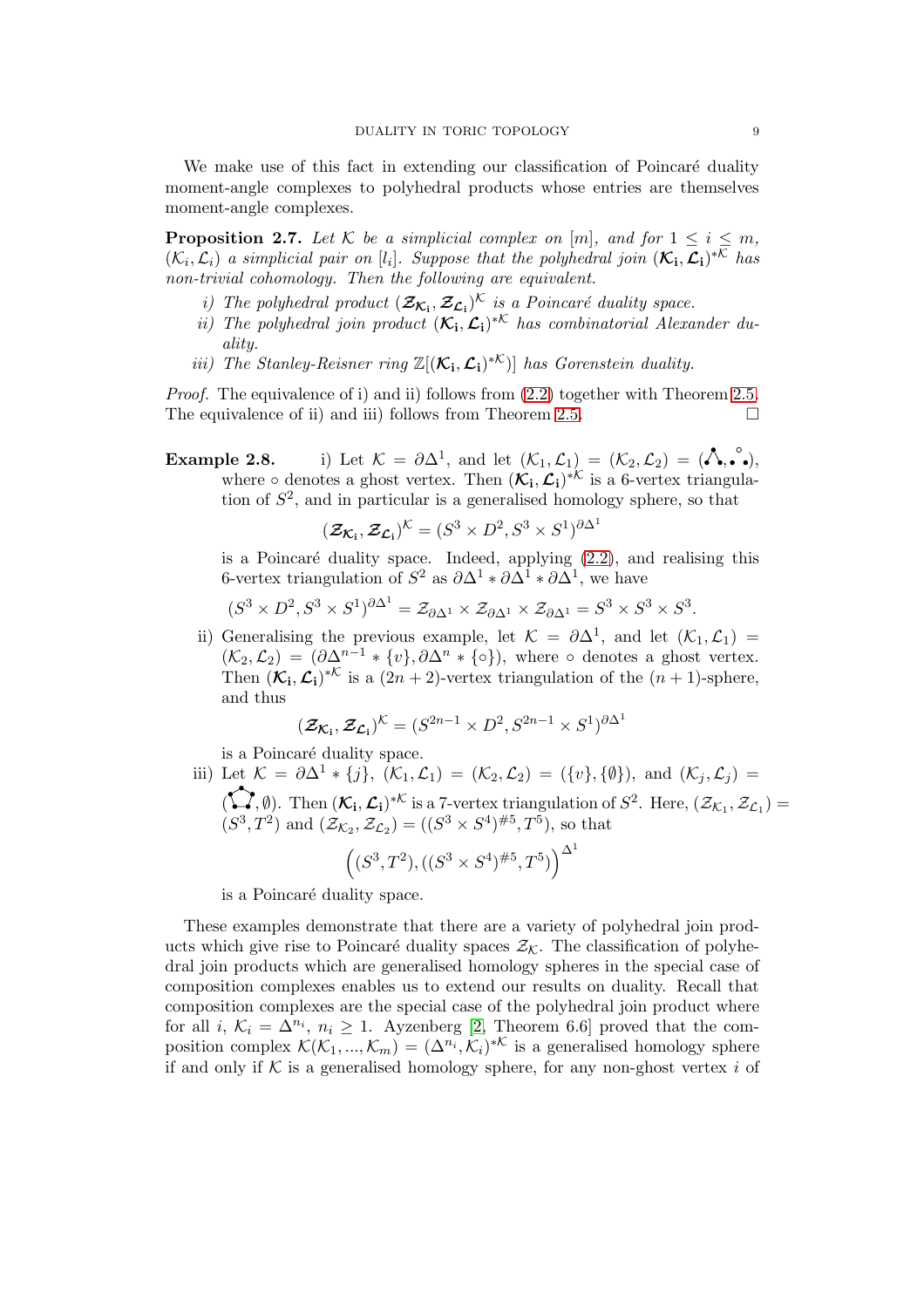We make use of this fact in extending our classification of Poincaré duality moment-angle complexes to polyhedral products whose entries are themselves moment-angle complexes.

**Proposition 2.7.** *Let $\mathcal{K}$ be a simplicial complex on $[m]$, and for $1 \leq i \leq m$, $(\mathcal{K}_i, \mathcal{L}_i)$ a simplicial pair on $[l_i]$. Suppose that the polyhedral join $(\boldsymbol{\mathcal{K}}_{\mathbf{i}}, \boldsymbol{\mathcal{L}}_{\mathbf{i}})^{*\mathcal{K}}$ has non-trivial cohomology. Then the following are equivalent.*

*i) The polyhedral product $(\boldsymbol{\mathcal{Z}}_{\boldsymbol{\mathcal{K}}_{\mathbf{i}}}, \boldsymbol{\mathcal{Z}}_{\boldsymbol{\mathcal{L}}_{\mathbf{i}}})^{\mathcal{K}}$ is a Poincaré duality space.*

*ii) The polyhedral join product $(\boldsymbol{\mathcal{K}}_{\mathbf{i}}, \boldsymbol{\mathcal{L}}_{\mathbf{i}})^{*\mathcal{K}}$ has combinatorial Alexander duality.*

*iii) The Stanley-Reisner ring $\mathbb{Z}[(\boldsymbol{\mathcal{K}}_{\mathbf{i}}, \boldsymbol{\mathcal{L}}_{\mathbf{i}})^{*\mathcal{K}}]$ has Gorenstein duality.*

*Proof.* The equivalence of i) and ii) follows from (2.2) together with Theorem 2.5. The equivalence of ii) and iii) follows from Theorem 2.5. □

**Example 2.8.**

i) Let $\mathcal{K} = \partial\Delta^1$, and let $(\mathcal{K}_1, \mathcal{L}_1) = (\mathcal{K}_2, \mathcal{L}_2) = (\bullet\!\!\wedge\!\!\bullet, \bullet\,\circ\,\bullet)$, where $\circ$ denotes a ghost vertex. Then $(\boldsymbol{\mathcal{K}}_{\mathbf{i}}, \boldsymbol{\mathcal{L}}_{\mathbf{i}})^{*\mathcal{K}}$ is a 6-vertex triangulation of $S^2$, and in particular is a generalised homology sphere, so that
$$(\boldsymbol{\mathcal{Z}}_{\boldsymbol{\mathcal{K}}_{\mathbf{i}}}, \boldsymbol{\mathcal{Z}}_{\boldsymbol{\mathcal{L}}_{\mathbf{i}}})^{\mathcal{K}} = (S^3 \times D^2, S^3 \times S^1)^{\partial\Delta^1}$$
is a Poincaré duality space. Indeed, applying (2.2), and realising this 6-vertex triangulation of $S^2$ as $\partial\Delta^1 * \partial\Delta^1 * \partial\Delta^1$, we have
$$(S^3 \times D^2, S^3 \times S^1)^{\partial\Delta^1} = \mathcal{Z}_{\partial\Delta^1} \times \mathcal{Z}_{\partial\Delta^1} \times \mathcal{Z}_{\partial\Delta^1} = S^3 \times S^3 \times S^3.$$

ii) Generalising the previous example, let $\mathcal{K} = \partial\Delta^1$, and let $(\mathcal{K}_1, \mathcal{L}_1) = (\mathcal{K}_2, \mathcal{L}_2) = (\partial\Delta^{n-1} * \{v\}, \partial\Delta^n * \{\circ\})$, where $\circ$ denotes a ghost vertex. Then $(\boldsymbol{\mathcal{K}}_{\mathbf{i}}, \boldsymbol{\mathcal{L}}_{\mathbf{i}})^{*\mathcal{K}}$ is a $(2n+2)$-vertex triangulation of the $(n+1)$-sphere, and thus
$$(\boldsymbol{\mathcal{Z}}_{\boldsymbol{\mathcal{K}}_{\mathbf{i}}}, \boldsymbol{\mathcal{Z}}_{\boldsymbol{\mathcal{L}}_{\mathbf{i}}})^{\mathcal{K}} = (S^{2n-1} \times D^2, S^{2n-1} \times S^1)^{\partial\Delta^1}$$
is a Poincaré duality space.

iii) Let $\mathcal{K} = \partial\Delta^1 * \{j\}$, $(\mathcal{K}_1, \mathcal{L}_1) = (\mathcal{K}_2, \mathcal{L}_2) = (\{v\}, \{\emptyset\})$, and $(\mathcal{K}_j, \mathcal{L}_j) = (\text{pentagon}, \emptyset)$. Then $(\boldsymbol{\mathcal{K}}_{\mathbf{i}}, \boldsymbol{\mathcal{L}}_{\mathbf{i}})^{*\mathcal{K}}$ is a 7-vertex triangulation of $S^2$. Here, $(\mathcal{Z}_{\mathcal{K}_1}, \mathcal{Z}_{\mathcal{L}_1}) = (S^3, T^2)$ and $(\mathcal{Z}_{\mathcal{K}_2}, \mathcal{Z}_{\mathcal{L}_2}) = ((S^3 \times S^4)^{\#5}, T^5)$, so that
$$\Big((S^3, T^2), ((S^3 \times S^4)^{\#5}, T^5)\Big)^{\Delta^1}$$
is a Poincaré duality space.

These examples demonstrate that there are a variety of polyhedral join products which give rise to Poincaré duality spaces $\mathcal{Z}_{\mathcal{K}}$. The classification of polyhedral join products which are generalised homology spheres in the special case of composition complexes enables us to extend our results on duality. Recall that composition complexes are the special case of the polyhedral join product where for all $i$, $\mathcal{K}_i = \Delta^{n_i}$, $n_i \geq 1$. Ayzenberg [2, Theorem 6.6] proved that the composition complex $\mathcal{K}(\mathcal{K}_1, ..., \mathcal{K}_m) = (\Delta^{n_i}, \mathcal{K}_i)^{*\mathcal{K}}$ is a generalised homology sphere if and only if $\mathcal{K}$ is a generalised homology sphere, for any non-ghost vertex $i$ of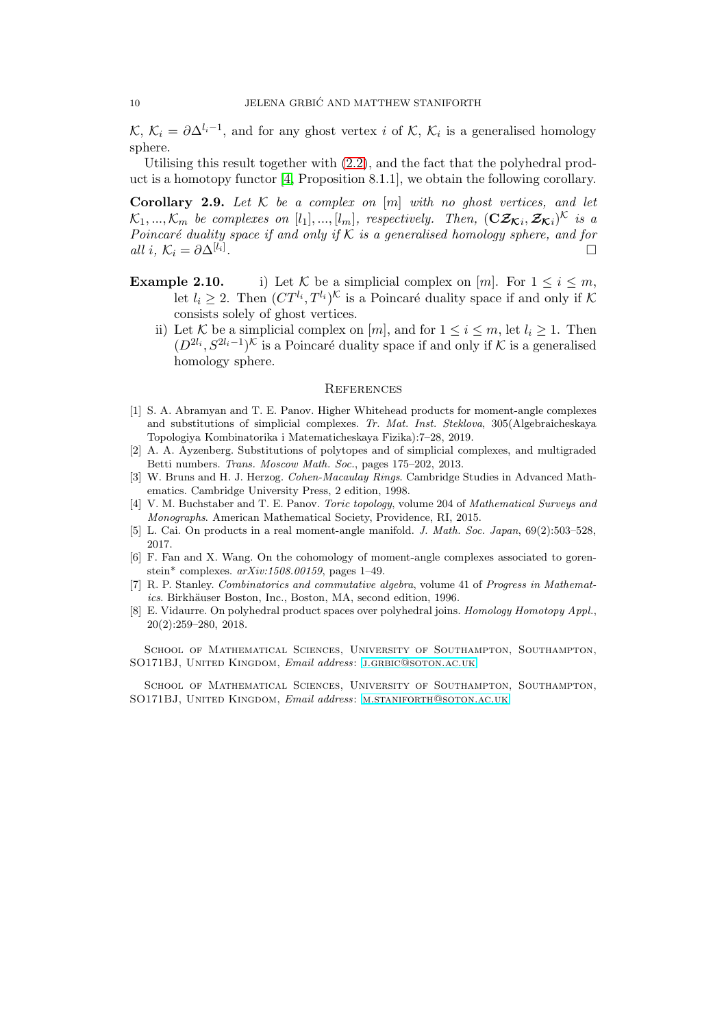$\mathcal{K}$, $\mathcal{K}_i = \partial\Delta^{l_i-1}$, and for any ghost vertex $i$ of $\mathcal{K}$, $\mathcal{K}_i$ is a generalised homology sphere.

Utilising this result together with (2.2), and the fact that the polyhedral product is a homotopy functor [4, Proposition 8.1.1], we obtain the following corollary.

**Corollary 2.9.** *Let $\mathcal{K}$ be a complex on $[m]$ with no ghost vertices, and let $\mathcal{K}_1, ..., \mathcal{K}_m$ be complexes on $[l_1], ..., [l_m]$, respectively. Then, $(\mathbf{C}\boldsymbol{\mathcal{Z}}_{\mathcal{K}i}, \boldsymbol{\mathcal{Z}}_{\mathcal{K}i})^{\mathcal{K}}$ is a Poincaré duality space if and only if $\mathcal{K}$ is a generalised homology sphere, and for all $i$, $\mathcal{K}_i = \partial\Delta^{[l_i]}$.* □

**Example 2.10.**

i) Let $\mathcal{K}$ be a simplicial complex on $[m]$. For $1 \leq i \leq m$, let $l_i \geq 2$. Then $(CT^{l_i}, T^{l_i})^{\mathcal{K}}$ is a Poincaré duality space if and only if $\mathcal{K}$ consists solely of ghost vertices.

ii) Let $\mathcal{K}$ be a simplicial complex on $[m]$, and for $1 \leq i \leq m$, let $l_i \geq 1$. Then $(D^{2l_i}, S^{2l_i-1})^{\mathcal{K}}$ is a Poincaré duality space if and only if $\mathcal{K}$ is a generalised homology sphere.

## References

[1] S. A. Abramyan and T. E. Panov. Higher Whitehead products for moment-angle complexes and substitutions of simplicial complexes. *Tr. Mat. Inst. Steklova*, 305(Algebraicheskaya Topologiya Kombinatorika i Matematicheskaya Fizika):7–28, 2019.

[2] A. A. Ayzenberg. Substitutions of polytopes and of simplicial complexes, and multigraded Betti numbers. *Trans. Moscow Math. Soc.*, pages 175–202, 2013.

[3] W. Bruns and H. J. Herzog. *Cohen-Macaulay Rings*. Cambridge Studies in Advanced Mathematics. Cambridge University Press, 2 edition, 1998.

[4] V. M. Buchstaber and T. E. Panov. *Toric topology*, volume 204 of *Mathematical Surveys and Monographs*. American Mathematical Society, Providence, RI, 2015.

[5] L. Cai. On products in a real moment-angle manifold. *J. Math. Soc. Japan*, 69(2):503–528, 2017.

[6] F. Fan and X. Wang. On the cohomology of moment-angle complexes associated to gorenstein* complexes. *arXiv:1508.00159*, pages 1–49.

[7] R. P. Stanley. *Combinatorics and commutative algebra*, volume 41 of *Progress in Mathematics*. Birkhäuser Boston, Inc., Boston, MA, second edition, 1996.

[8] E. Vidaurre. On polyhedral product spaces over polyhedral joins. *Homology Homotopy Appl.*, 20(2):259–280, 2018.

School of Mathematical Sciences, University of Southampton, Southampton, SO171BJ, United Kingdom, *Email address*: j.grbic@soton.ac.uk

School of Mathematical Sciences, University of Southampton, Southampton, SO171BJ, United Kingdom, *Email address*: m.staniforth@soton.ac.uk